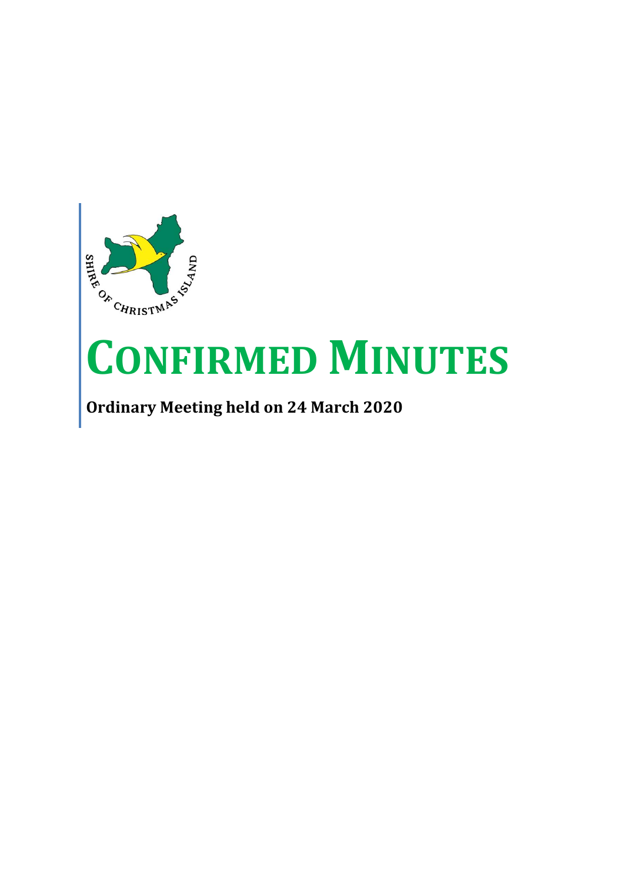# CONFIRMED MINUTES

**Ordinary Meeting held on 24 March 2020**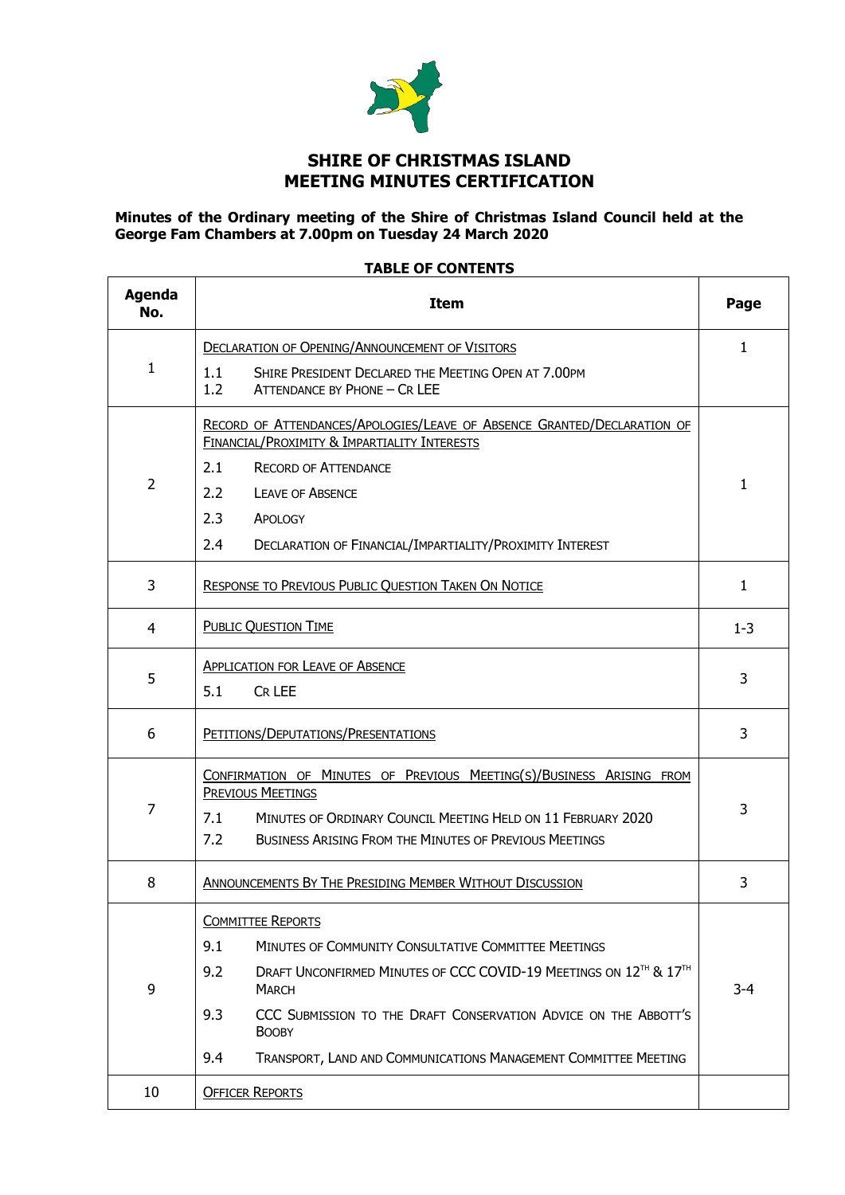# SHIRE OF CHRISTMAS ISLAND
# MEETING MINUTES CERTIFICATION

**Minutes of the Ordinary meeting of the Shire of Christmas Island Council held at the George Fam Chambers at 7.00pm on Tuesday 24 March 2020**

**TABLE OF CONTENTS**

| Agenda No. | Item | Page |
|---|---|---|
| 1 | DECLARATION OF OPENING/ANNOUNCEMENT OF VISITORS<br>1.1 SHIRE PRESIDENT DECLARED THE MEETING OPEN AT 7.00PM<br>1.2 ATTENDANCE BY PHONE – CR LEE | 1 |
| 2 | RECORD OF ATTENDANCES/APOLOGIES/LEAVE OF ABSENCE GRANTED/DECLARATION OF FINANCIAL/PROXIMITY & IMPARTIALITY INTERESTS<br>2.1 RECORD OF ATTENDANCE<br>2.2 LEAVE OF ABSENCE<br>2.3 APOLOGY<br>2.4 DECLARATION OF FINANCIAL/IMPARTIALITY/PROXIMITY INTEREST | 1 |
| 3 | RESPONSE TO PREVIOUS PUBLIC QUESTION TAKEN ON NOTICE | 1 |
| 4 | PUBLIC QUESTION TIME | 1-3 |
| 5 | APPLICATION FOR LEAVE OF ABSENCE<br>5.1 CR LEE | 3 |
| 6 | PETITIONS/DEPUTATIONS/PRESENTATIONS | 3 |
| 7 | CONFIRMATION OF MINUTES OF PREVIOUS MEETING(S)/BUSINESS ARISING FROM PREVIOUS MEETINGS<br>7.1 MINUTES OF ORDINARY COUNCIL MEETING HELD ON 11 FEBRUARY 2020<br>7.2 BUSINESS ARISING FROM THE MINUTES OF PREVIOUS MEETINGS | 3 |
| 8 | ANNOUNCEMENTS BY THE PRESIDING MEMBER WITHOUT DISCUSSION | 3 |
| 9 | COMMITTEE REPORTS<br>9.1 MINUTES OF COMMUNITY CONSULTATIVE COMMITTEE MEETINGS<br>9.2 DRAFT UNCONFIRMED MINUTES OF CCC COVID-19 MEETINGS ON 12TH & 17TH MARCH<br>9.3 CCC SUBMISSION TO THE DRAFT CONSERVATION ADVICE ON THE ABBOTT'S BOOBY<br>9.4 TRANSPORT, LAND AND COMMUNICATIONS MANAGEMENT COMMITTEE MEETING | 3-4 |
| 10 | OFFICER REPORTS | |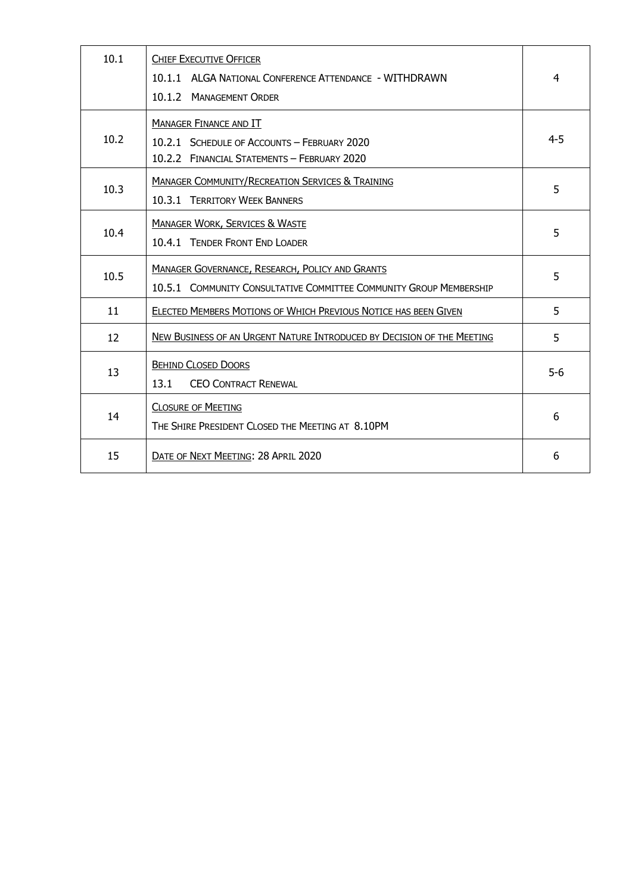| | | |
|---|---|---|
| 10.1 | CHIEF EXECUTIVE OFFICER<br>10.1.1 ALGA NATIONAL CONFERENCE ATTENDANCE - WITHDRAWN<br>10.1.2 MANAGEMENT ORDER | 4 |
| 10.2 | MANAGER FINANCE AND IT<br>10.2.1 SCHEDULE OF ACCOUNTS – FEBRUARY 2020<br>10.2.2 FINANCIAL STATEMENTS – FEBRUARY 2020 | 4-5 |
| 10.3 | MANAGER COMMUNITY/RECREATION SERVICES & TRAINING<br>10.3.1 TERRITORY WEEK BANNERS | 5 |
| 10.4 | MANAGER WORK, SERVICES & WASTE<br>10.4.1 TENDER FRONT END LOADER | 5 |
| 10.5 | MANAGER GOVERNANCE, RESEARCH, POLICY AND GRANTS<br>10.5.1 COMMUNITY CONSULTATIVE COMMITTEE COMMUNITY GROUP MEMBERSHIP | 5 |
| 11 | ELECTED MEMBERS MOTIONS OF WHICH PREVIOUS NOTICE HAS BEEN GIVEN | 5 |
| 12 | NEW BUSINESS OF AN URGENT NATURE INTRODUCED BY DECISION OF THE MEETING | 5 |
| 13 | BEHIND CLOSED DOORS<br>13.1 CEO CONTRACT RENEWAL | 5-6 |
| 14 | CLOSURE OF MEETING<br>THE SHIRE PRESIDENT CLOSED THE MEETING AT 8.10PM | 6 |
| 15 | DATE OF NEXT MEETING: 28 APRIL 2020 | 6 |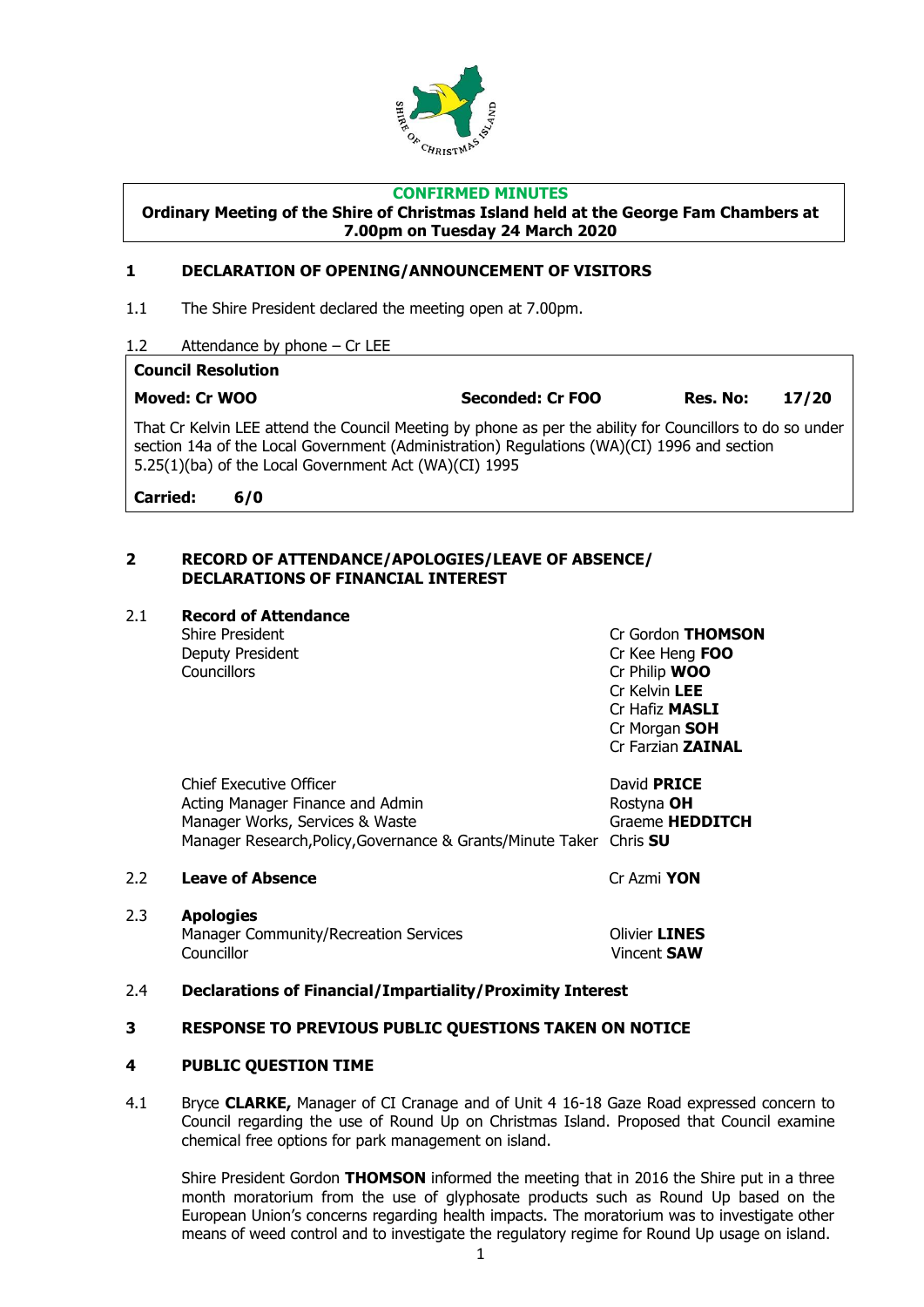**CONFIRMED MINUTES**

**Ordinary Meeting of the Shire of Christmas Island held at the George Fam Chambers at 7.00pm on Tuesday 24 March 2020**

## 1 DECLARATION OF OPENING/ANNOUNCEMENT OF VISITORS

1.1 The Shire President declared the meeting open at 7.00pm.

1.2 Attendance by phone – Cr LEE

| **Council Resolution** | | | |
|---|---|---|---|
| **Moved: Cr WOO** | **Seconded: Cr FOO** | **Res. No:** | **17/20** |

That Cr Kelvin LEE attend the Council Meeting by phone as per the ability for Councillors to do so under section 14a of the Local Government (Administration) Regulations (WA)(CI) 1996 and section 5.25(1)(ba) of the Local Government Act (WA)(CI) 1995

**Carried: 6/0**

## 2 RECORD OF ATTENDANCE/APOLOGIES/LEAVE OF ABSENCE/ DECLARATIONS OF FINANCIAL INTEREST

2.1 **Record of Attendance**

| | |
|---|---|
| Shire President | Cr Gordon **THOMSON** |
| Deputy President | Cr Kee Heng **FOO** |
| Councillors | Cr Philip **WOO** |
| | Cr Kelvin **LEE** |
| | Cr Hafiz **MASLI** |
| | Cr Morgan **SOH** |
| | Cr Farzian **ZAINAL** |
| Chief Executive Officer | David **PRICE** |
| Acting Manager Finance and Admin | Rostyna **OH** |
| Manager Works, Services & Waste | Graeme **HEDDITCH** |
| Manager Research,Policy,Governance & Grants/Minute Taker | Chris **SU** |

2.2 **Leave of Absence** — Cr Azmi **YON**

2.3 **Apologies**

| | |
|---|---|
| Manager Community/Recreation Services | Olivier **LINES** |
| Councillor | Vincent **SAW** |

2.4 **Declarations of Financial/Impartiality/Proximity Interest**

## 3 RESPONSE TO PREVIOUS PUBLIC QUESTIONS TAKEN ON NOTICE

## 4 PUBLIC QUESTION TIME

4.1 Bryce **CLARKE,** Manager of CI Cranage and of Unit 4 16-18 Gaze Road expressed concern to Council regarding the use of Round Up on Christmas Island. Proposed that Council examine chemical free options for park management on island.

Shire President Gordon **THOMSON** informed the meeting that in 2016 the Shire put in a three month moratorium from the use of glyphosate products such as Round Up based on the European Union's concerns regarding health impacts. The moratorium was to investigate other means of weed control and to investigate the regulatory regime for Round Up usage on island.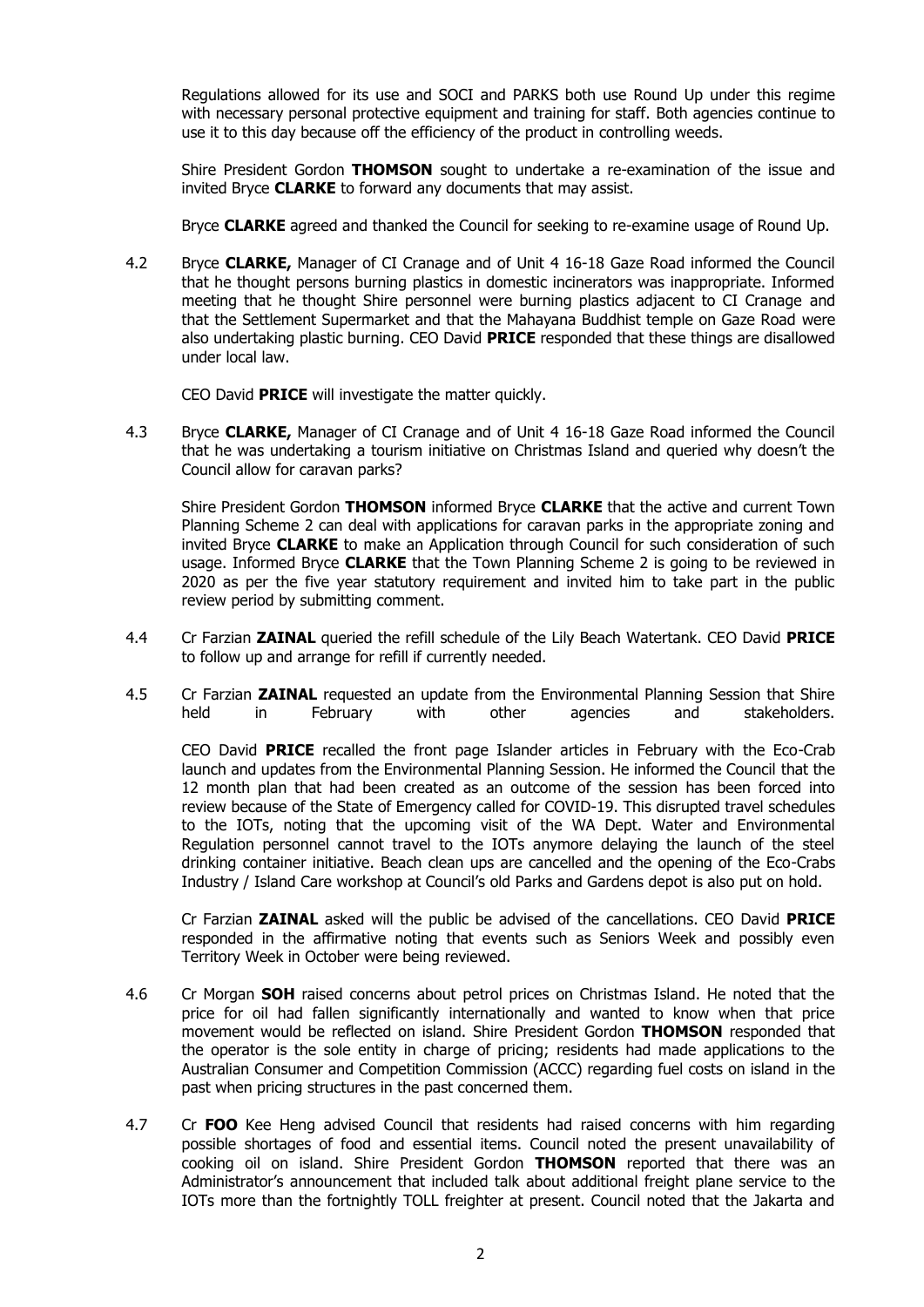Regulations allowed for its use and SOCI and PARKS both use Round Up under this regime with necessary personal protective equipment and training for staff. Both agencies continue to use it to this day because off the efficiency of the product in controlling weeds.

Shire President Gordon **THOMSON** sought to undertake a re-examination of the issue and invited Bryce **CLARKE** to forward any documents that may assist.

Bryce **CLARKE** agreed and thanked the Council for seeking to re-examine usage of Round Up.

4.2 Bryce **CLARKE,** Manager of CI Cranage and of Unit 4 16-18 Gaze Road informed the Council that he thought persons burning plastics in domestic incinerators was inappropriate. Informed meeting that he thought Shire personnel were burning plastics adjacent to CI Cranage and that the Settlement Supermarket and that the Mahayana Buddhist temple on Gaze Road were also undertaking plastic burning. CEO David **PRICE** responded that these things are disallowed under local law.

CEO David **PRICE** will investigate the matter quickly.

4.3 Bryce **CLARKE,** Manager of CI Cranage and of Unit 4 16-18 Gaze Road informed the Council that he was undertaking a tourism initiative on Christmas Island and queried why doesn't the Council allow for caravan parks?

Shire President Gordon **THOMSON** informed Bryce **CLARKE** that the active and current Town Planning Scheme 2 can deal with applications for caravan parks in the appropriate zoning and invited Bryce **CLARKE** to make an Application through Council for such consideration of such usage. Informed Bryce **CLARKE** that the Town Planning Scheme 2 is going to be reviewed in 2020 as per the five year statutory requirement and invited him to take part in the public review period by submitting comment.

4.4 Cr Farzian **ZAINAL** queried the refill schedule of the Lily Beach Watertank. CEO David **PRICE** to follow up and arrange for refill if currently needed.

4.5 Cr Farzian **ZAINAL** requested an update from the Environmental Planning Session that Shire held in February with other agencies and stakeholders.

CEO David **PRICE** recalled the front page Islander articles in February with the Eco-Crab launch and updates from the Environmental Planning Session. He informed the Council that the 12 month plan that had been created as an outcome of the session has been forced into review because of the State of Emergency called for COVID-19. This disrupted travel schedules to the IOTs, noting that the upcoming visit of the WA Dept. Water and Environmental Regulation personnel cannot travel to the IOTs anymore delaying the launch of the steel drinking container initiative. Beach clean ups are cancelled and the opening of the Eco-Crabs Industry / Island Care workshop at Council's old Parks and Gardens depot is also put on hold.

Cr Farzian **ZAINAL** asked will the public be advised of the cancellations. CEO David **PRICE** responded in the affirmative noting that events such as Seniors Week and possibly even Territory Week in October were being reviewed.

4.6 Cr Morgan **SOH** raised concerns about petrol prices on Christmas Island. He noted that the price for oil had fallen significantly internationally and wanted to know when that price movement would be reflected on island. Shire President Gordon **THOMSON** responded that the operator is the sole entity in charge of pricing; residents had made applications to the Australian Consumer and Competition Commission (ACCC) regarding fuel costs on island in the past when pricing structures in the past concerned them.

4.7 Cr **FOO** Kee Heng advised Council that residents had raised concerns with him regarding possible shortages of food and essential items. Council noted the present unavailability of cooking oil on island. Shire President Gordon **THOMSON** reported that there was an Administrator's announcement that included talk about additional freight plane service to the IOTs more than the fortnightly TOLL freighter at present. Council noted that the Jakarta and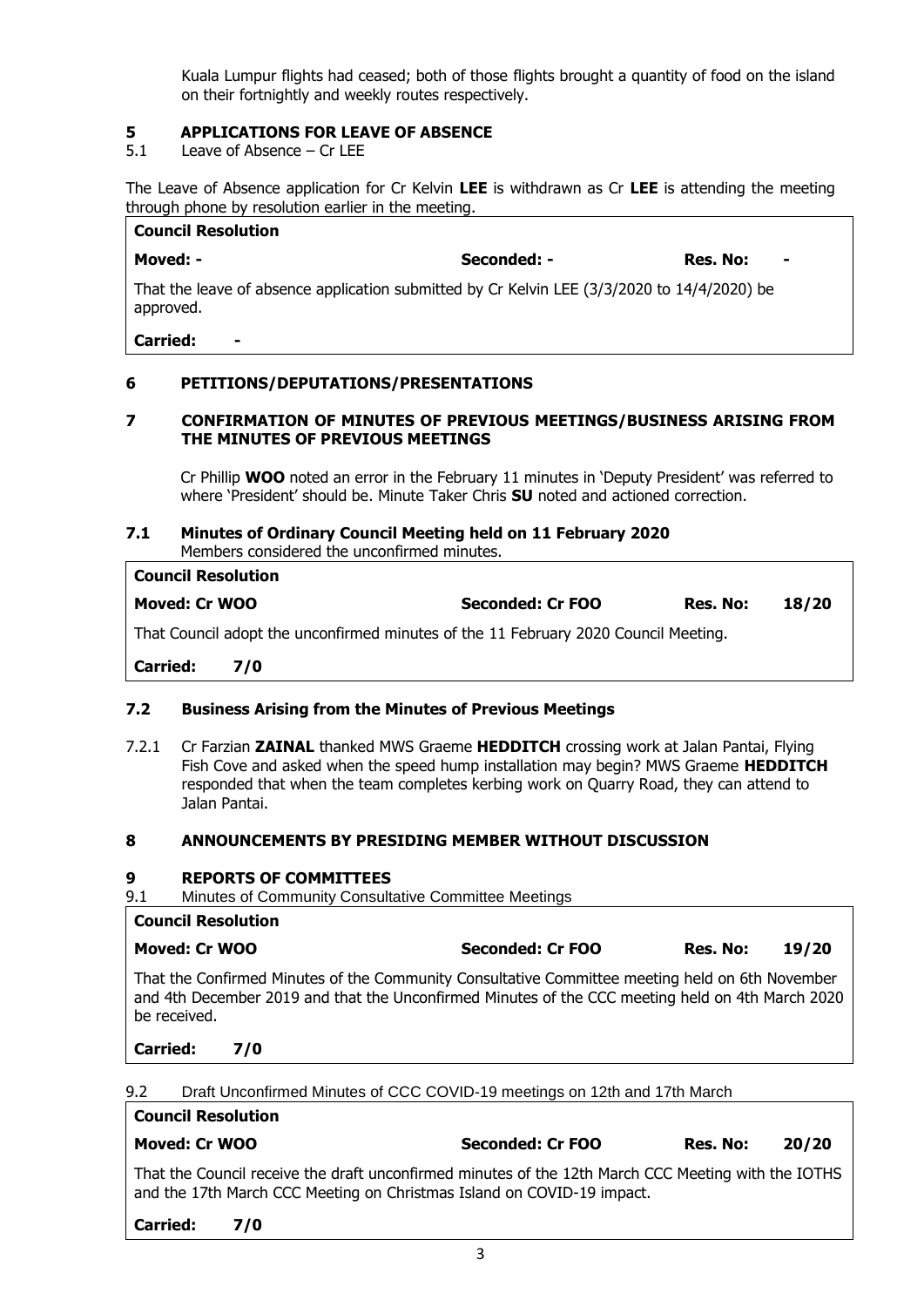Kuala Lumpur flights had ceased; both of those flights brought a quantity of food on the island on their fortnightly and weekly routes respectively.

## 5 APPLICATIONS FOR LEAVE OF ABSENCE

5.1 Leave of Absence – Cr LEE

The Leave of Absence application for Cr Kelvin **LEE** is withdrawn as Cr **LEE** is attending the meeting through phone by resolution earlier in the meeting.

| **Council Resolution** | | | |
|---|---|---|---|
| **Moved: -** | **Seconded: -** | **Res. No:** | **-** |
| That the leave of absence application submitted by Cr Kelvin LEE (3/3/2020 to 14/4/2020) be approved. | | | |
| **Carried: -** | | | |

## 6 PETITIONS/DEPUTATIONS/PRESENTATIONS

## 7 CONFIRMATION OF MINUTES OF PREVIOUS MEETINGS/BUSINESS ARISING FROM THE MINUTES OF PREVIOUS MEETINGS

Cr Phillip **WOO** noted an error in the February 11 minutes in 'Deputy President' was referred to where 'President' should be. Minute Taker Chris **SU** noted and actioned correction.

### 7.1 Minutes of Ordinary Council Meeting held on 11 February 2020

Members considered the unconfirmed minutes.

| **Council Resolution** | | | |
|---|---|---|---|
| **Moved: Cr WOO** | **Seconded: Cr FOO** | **Res. No:** | **18/20** |
| That Council adopt the unconfirmed minutes of the 11 February 2020 Council Meeting. | | | |
| **Carried: 7/0** | | | |

### 7.2 Business Arising from the Minutes of Previous Meetings

7.2.1 Cr Farzian **ZAINAL** thanked MWS Graeme **HEDDITCH** crossing work at Jalan Pantai, Flying Fish Cove and asked when the speed hump installation may begin? MWS Graeme **HEDDITCH** responded that when the team completes kerbing work on Quarry Road, they can attend to Jalan Pantai.

## 8 ANNOUNCEMENTS BY PRESIDING MEMBER WITHOUT DISCUSSION

## 9 REPORTS OF COMMITTEES

9.1 Minutes of Community Consultative Committee Meetings

| **Council Resolution** | | | |
|---|---|---|---|
| **Moved: Cr WOO** | **Seconded: Cr FOO** | **Res. No:** | **19/20** |
| That the Confirmed Minutes of the Community Consultative Committee meeting held on 6th November and 4th December 2019 and that the Unconfirmed Minutes of the CCC meeting held on 4th March 2020 be received. | | | |
| **Carried: 7/0** | | | |

9.2 Draft Unconfirmed Minutes of CCC COVID-19 meetings on 12th and 17th March

| **Council Resolution** | | | |
|---|---|---|---|
| **Moved: Cr WOO** | **Seconded: Cr FOO** | **Res. No:** | **20/20** |
| That the Council receive the draft unconfirmed minutes of the 12th March CCC Meeting with the IOTHS and the 17th March CCC Meeting on Christmas Island on COVID-19 impact. | | | |
| **Carried: 7/0** | | | |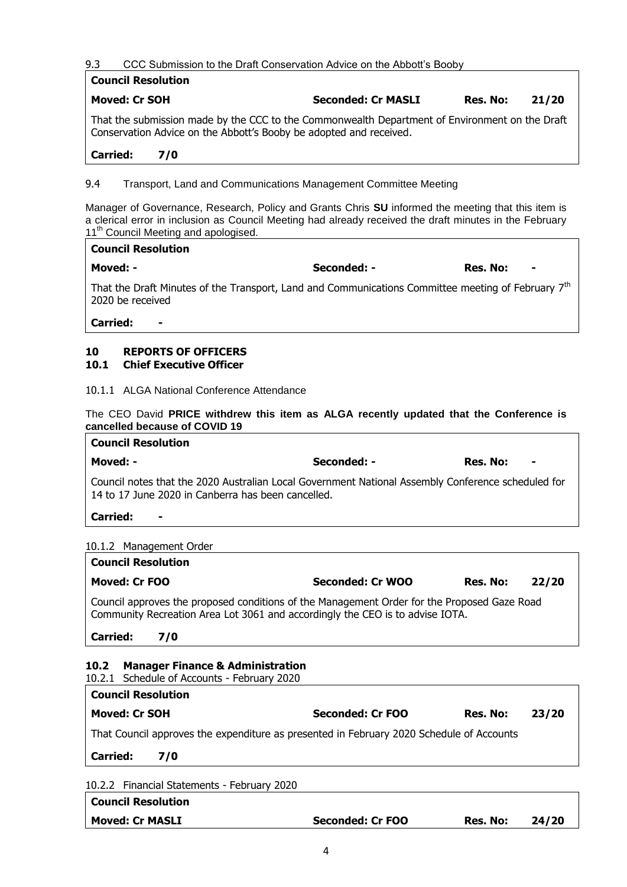9.3 CCC Submission to the Draft Conservation Advice on the Abbott's Booby

| **Council Resolution** | | | |
|---|---|---|---|
| **Moved: Cr SOH** | **Seconded: Cr MASLI** | **Res. No:** | **21/20** |
| That the submission made by the CCC to the Commonwealth Department of Environment on the Draft Conservation Advice on the Abbott's Booby be adopted and received. | | | |
| **Carried: 7/0** | | | |

9.4 Transport, Land and Communications Management Committee Meeting

Manager of Governance, Research, Policy and Grants Chris **SU** informed the meeting that this item is a clerical error in inclusion as Council Meeting had already received the draft minutes in the February 11th Council Meeting and apologised.

| **Council Resolution** | | | |
|---|---|---|---|
| **Moved: -** | **Seconded: -** | **Res. No:** | **-** |
| That the Draft Minutes of the Transport, Land and Communications Committee meeting of February 7th 2020 be received | | | |
| **Carried: -** | | | |

## 10 REPORTS OF OFFICERS

### 10.1 Chief Executive Officer

10.1.1 ALGA National Conference Attendance

The CEO David **PRICE withdrew this item as ALGA recently updated that the Conference is cancelled because of COVID 19**

| **Council Resolution** | | | |
|---|---|---|---|
| **Moved: -** | **Seconded: -** | **Res. No:** | **-** |
| Council notes that the 2020 Australian Local Government National Assembly Conference scheduled for 14 to 17 June 2020 in Canberra has been cancelled. | | | |
| **Carried: -** | | | |

10.1.2 Management Order

| **Council Resolution** | | | |
|---|---|---|---|
| **Moved: Cr FOO** | **Seconded: Cr WOO** | **Res. No:** | **22/20** |
| Council approves the proposed conditions of the Management Order for the Proposed Gaze Road Community Recreation Area Lot 3061 and accordingly the CEO is to advise IOTA. | | | |
| **Carried: 7/0** | | | |

### 10.2 Manager Finance & Administration

10.2.1 Schedule of Accounts - February 2020

| **Council Resolution** | | | |
|---|---|---|---|
| **Moved: Cr SOH** | **Seconded: Cr FOO** | **Res. No:** | **23/20** |
| That Council approves the expenditure as presented in February 2020 Schedule of Accounts | | | |
| **Carried: 7/0** | | | |

10.2.2 Financial Statements - February 2020

| **Council Resolution** | | | |
|---|---|---|---|
| **Moved: Cr MASLI** | **Seconded: Cr FOO** | **Res. No:** | **24/20** |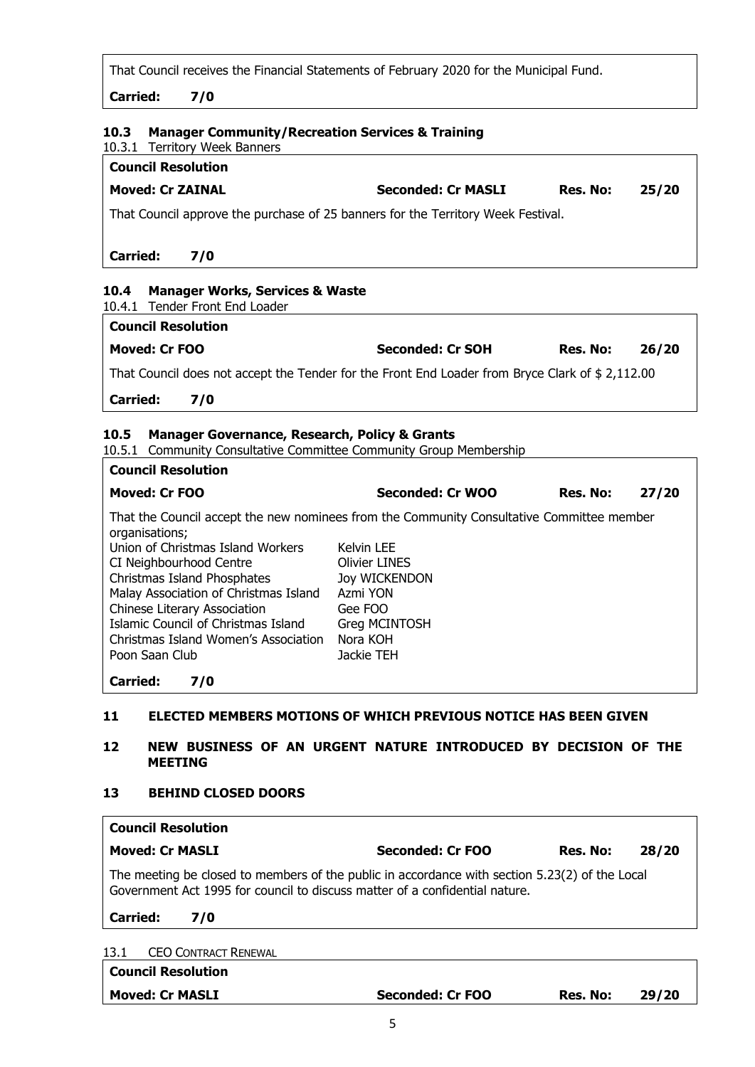That Council receives the Financial Statements of February 2020 for the Municipal Fund.

**Carried: 7/0**

### 10.3 Manager Community/Recreation Services & Training

10.3.1 Territory Week Banners

**Council Resolution**

**Moved: Cr ZAINAL** **Seconded: Cr MASLI** **Res. No: 25/20**

That Council approve the purchase of 25 banners for the Territory Week Festival.

**Carried: 7/0**

### 10.4 Manager Works, Services & Waste

10.4.1 Tender Front End Loader

**Council Resolution**

**Moved: Cr FOO** **Seconded: Cr SOH** **Res. No: 26/20**

That Council does not accept the Tender for the Front End Loader from Bryce Clark of $ 2,112.00

**Carried: 7/0**

### 10.5 Manager Governance, Research, Policy & Grants

10.5.1 Community Consultative Committee Community Group Membership

**Council Resolution**

**Moved: Cr FOO** **Seconded: Cr WOO** **Res. No: 27/20**

That the Council accept the new nominees from the Community Consultative Committee member organisations;

| | |
|---|---|
| Union of Christmas Island Workers | Kelvin LEE |
| CI Neighbourhood Centre | Olivier LINES |
| Christmas Island Phosphates | Joy WICKENDON |
| Malay Association of Christmas Island | Azmi YON |
| Chinese Literary Association | Gee FOO |
| Islamic Council of Christmas Island | Greg MCINTOSH |
| Christmas Island Women's Association | Nora KOH |
| Poon Saan Club | Jackie TEH |

**Carried: 7/0**

## 11 ELECTED MEMBERS MOTIONS OF WHICH PREVIOUS NOTICE HAS BEEN GIVEN

## 12 NEW BUSINESS OF AN URGENT NATURE INTRODUCED BY DECISION OF THE MEETING

## 13 BEHIND CLOSED DOORS

**Council Resolution**

**Moved: Cr MASLI** **Seconded: Cr FOO** **Res. No: 28/20**

The meeting be closed to members of the public in accordance with section 5.23(2) of the Local Government Act 1995 for council to discuss matter of a confidential nature.

**Carried: 7/0**

13.1 CEO CONTRACT RENEWAL

**Council Resolution**

**Moved: Cr MASLI** **Seconded: Cr FOO** **Res. No: 29/20**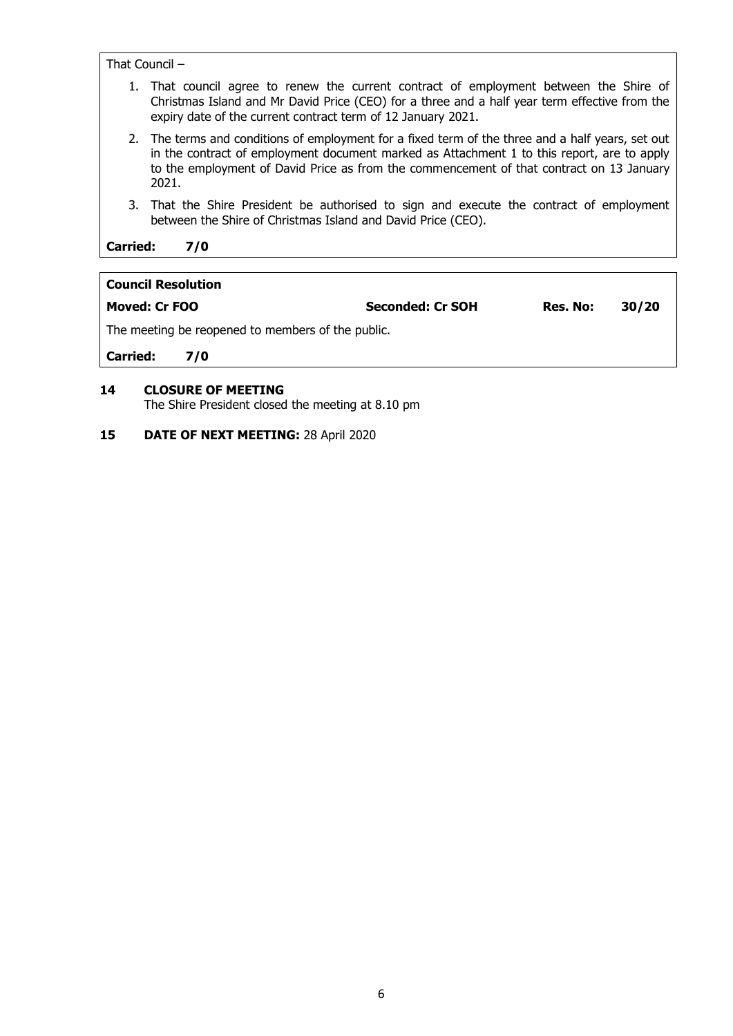That Council –

1. That council agree to renew the current contract of employment between the Shire of Christmas Island and Mr David Price (CEO) for a three and a half year term effective from the expiry date of the current contract term of 12 January 2021.
2. The terms and conditions of employment for a fixed term of the three and a half years, set out in the contract of employment document marked as Attachment 1 to this report, are to apply to the employment of David Price as from the commencement of that contract on 13 January 2021.
3. That the Shire President be authorised to sign and execute the contract of employment between the Shire of Christmas Island and David Price (CEO).

**Carried: 7/0**

**Council Resolution**

| | | | |
|---|---|---|---|
| **Moved: Cr FOO** | **Seconded: Cr SOH** | **Res. No:** | **30/20** |

The meeting be reopened to members of the public.

**Carried: 7/0**

## 14 CLOSURE OF MEETING

The Shire President closed the meeting at 8.10 pm

## 15 DATE OF NEXT MEETING: 28 April 2020